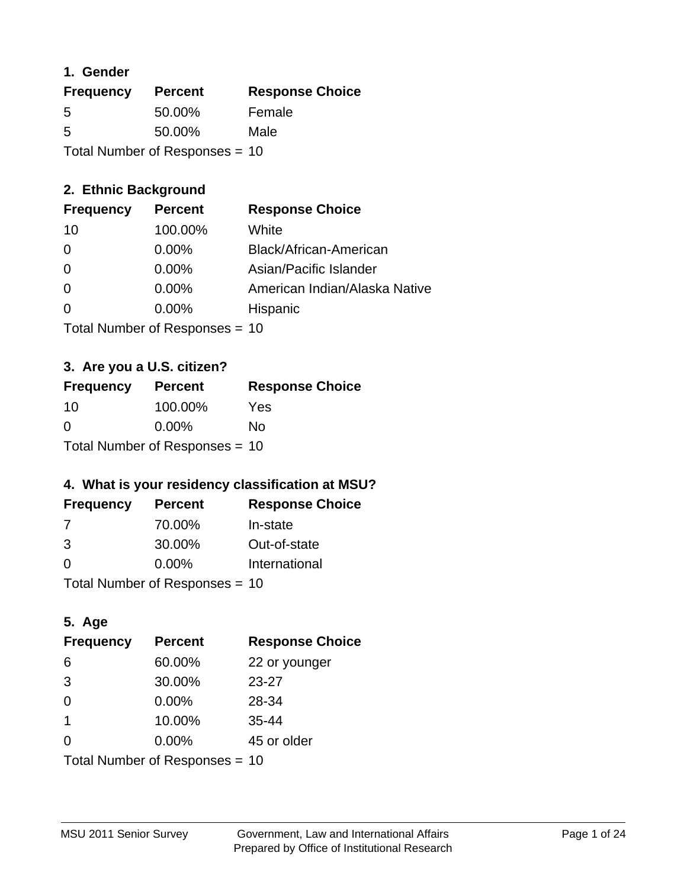## 1. Gender

| Frequency | Percent | Response Choice |
|---|---|---|
| 5 | 50.00% | Female |
| 5 | 50.00% | Male |

Total Number of Responses = 10

## 2. Ethnic Background

| Frequency | Percent | Response Choice |
|---|---|---|
| 10 | 100.00% | White |
| 0 | 0.00% | Black/African-American |
| 0 | 0.00% | Asian/Pacific Islander |
| 0 | 0.00% | American Indian/Alaska Native |
| 0 | 0.00% | Hispanic |

Total Number of Responses = 10

## 3. Are you a U.S. citizen?

| Frequency | Percent | Response Choice |
|---|---|---|
| 10 | 100.00% | Yes |
| 0 | 0.00% | No |

Total Number of Responses = 10

## 4. What is your residency classification at MSU?

| Frequency | Percent | Response Choice |
|---|---|---|
| 7 | 70.00% | In-state |
| 3 | 30.00% | Out-of-state |
| 0 | 0.00% | International |

Total Number of Responses = 10

## 5. Age

| Frequency | Percent | Response Choice |
|---|---|---|
| 6 | 60.00% | 22 or younger |
| 3 | 30.00% | 23-27 |
| 0 | 0.00% | 28-34 |
| 1 | 10.00% | 35-44 |
| 0 | 0.00% | 45 or older |

Total Number of Responses = 10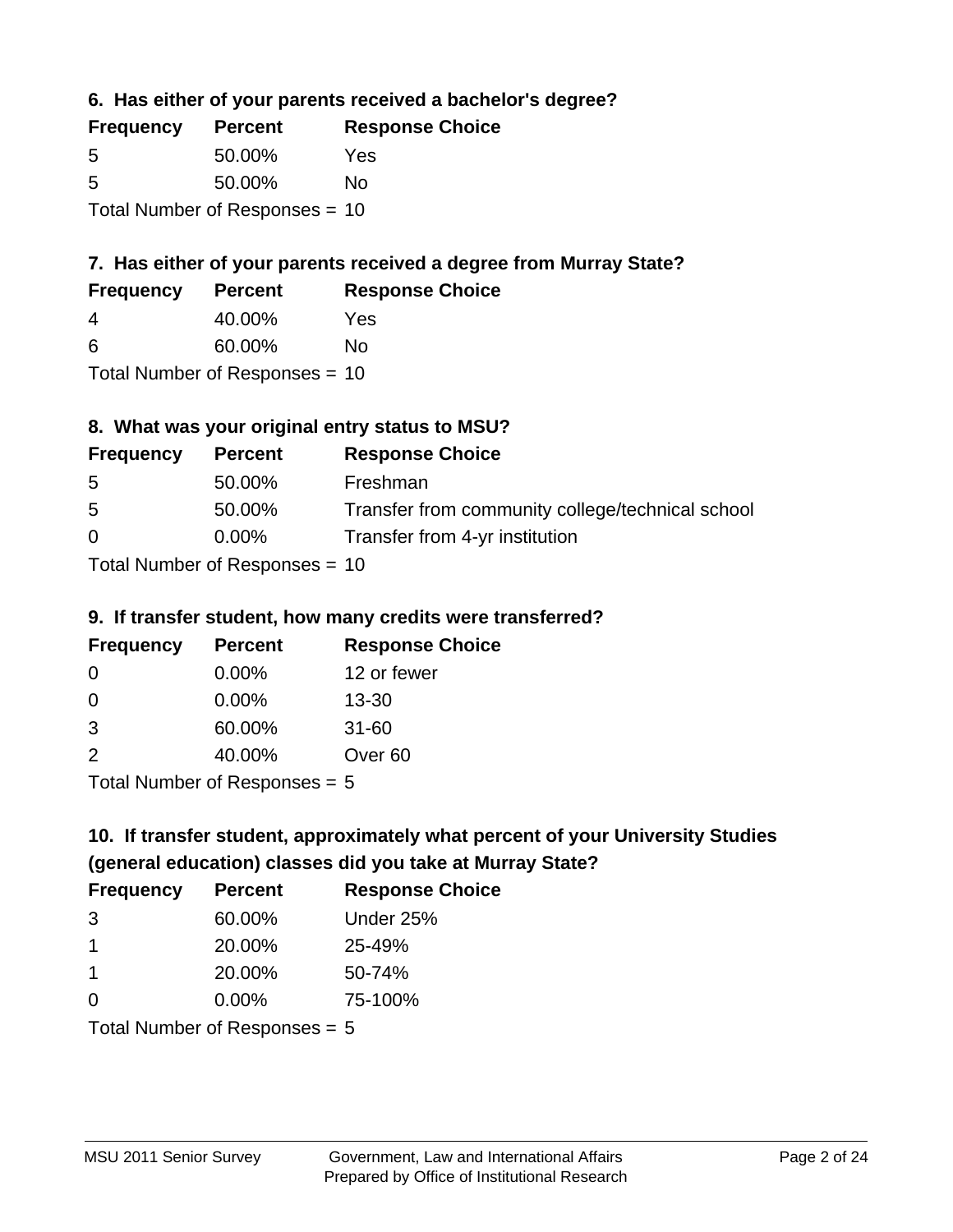### 6. Has either of your parents received a bachelor's degree?

| Frequency | Percent | Response Choice |
|---|---|---|
| 5 | 50.00% | Yes |
| 5 | 50.00% | No |

Total Number of Responses = 10

### 7. Has either of your parents received a degree from Murray State?

| Frequency | Percent | Response Choice |
|---|---|---|
| 4 | 40.00% | Yes |
| 6 | 60.00% | No |

Total Number of Responses = 10

### 8. What was your original entry status to MSU?

| Frequency | Percent | Response Choice |
|---|---|---|
| 5 | 50.00% | Freshman |
| 5 | 50.00% | Transfer from community college/technical school |
| 0 | 0.00% | Transfer from 4-yr institution |

Total Number of Responses = 10

### 9. If transfer student, how many credits were transferred?

| Frequency | Percent | Response Choice |
|---|---|---|
| 0 | 0.00% | 12 or fewer |
| 0 | 0.00% | 13-30 |
| 3 | 60.00% | 31-60 |
| 2 | 40.00% | Over 60 |

Total Number of Responses = 5

### 10. If transfer student, approximately what percent of your University Studies (general education) classes did you take at Murray State?

| Frequency | Percent | Response Choice |
|---|---|---|
| 3 | 60.00% | Under 25% |
| 1 | 20.00% | 25-49% |
| 1 | 20.00% | 50-74% |
| 0 | 0.00% | 75-100% |

Total Number of Responses = 5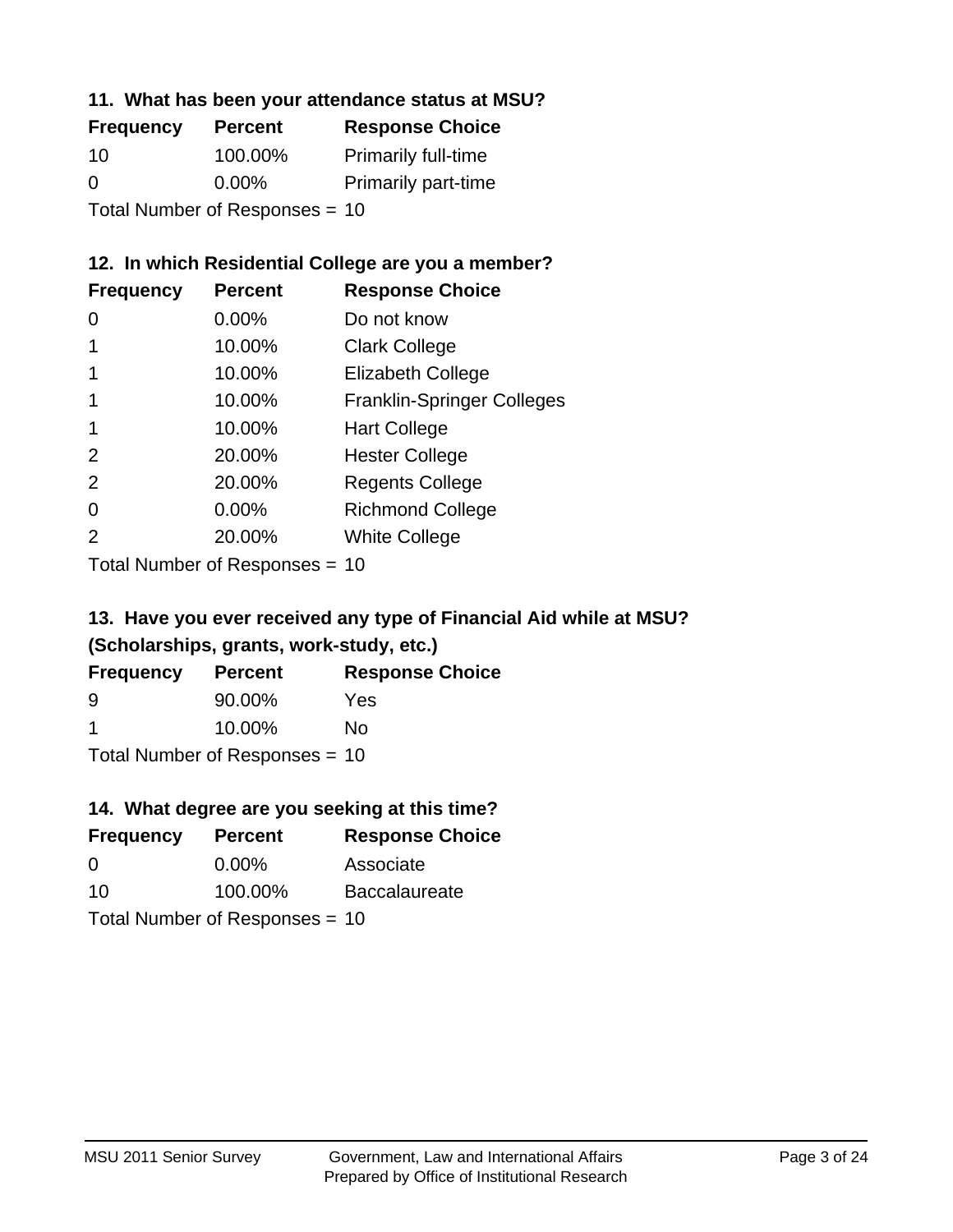### 11. What has been your attendance status at MSU?

| Frequency | Percent | Response Choice |
|---|---|---|
| 10 | 100.00% | Primarily full-time |
| 0 | 0.00% | Primarily part-time |

Total Number of Responses = 10

### 12. In which Residential College are you a member?

| Frequency | Percent | Response Choice |
|---|---|---|
| 0 | 0.00% | Do not know |
| 1 | 10.00% | Clark College |
| 1 | 10.00% | Elizabeth College |
| 1 | 10.00% | Franklin-Springer Colleges |
| 1 | 10.00% | Hart College |
| 2 | 20.00% | Hester College |
| 2 | 20.00% | Regents College |
| 0 | 0.00% | Richmond College |
| 2 | 20.00% | White College |

Total Number of Responses = 10

### 13. Have you ever received any type of Financial Aid while at MSU? (Scholarships, grants, work-study, etc.)

| Frequency | Percent | Response Choice |
|---|---|---|
| 9 | 90.00% | Yes |
| 1 | 10.00% | No |

Total Number of Responses = 10

### 14. What degree are you seeking at this time?

| Frequency | Percent | Response Choice |
|---|---|---|
| 0 | 0.00% | Associate |
| 10 | 100.00% | Baccalaureate |

Total Number of Responses = 10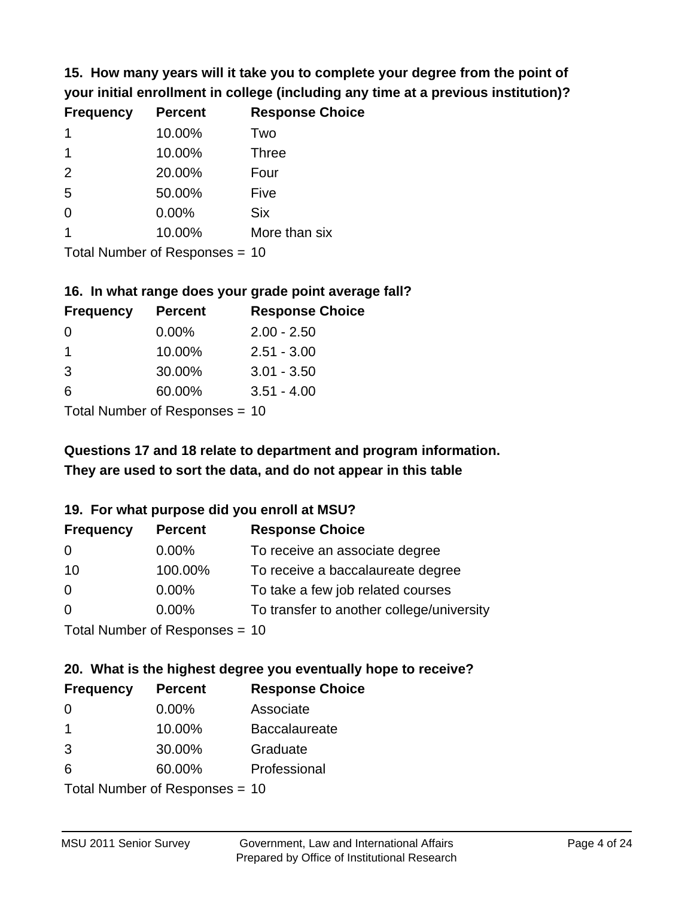### 15. How many years will it take you to complete your degree from the point of your initial enrollment in college (including any time at a previous institution)?

| Frequency | Percent | Response Choice |
|---|---|---|
| 1 | 10.00% | Two |
| 1 | 10.00% | Three |
| 2 | 20.00% | Four |
| 5 | 50.00% | Five |
| 0 | 0.00% | Six |
| 1 | 10.00% | More than six |

Total Number of Responses = 10

### 16. In what range does your grade point average fall?

| Frequency | Percent | Response Choice |
|---|---|---|
| 0 | 0.00% | 2.00 - 2.50 |
| 1 | 10.00% | 2.51 - 3.00 |
| 3 | 30.00% | 3.01 - 3.50 |
| 6 | 60.00% | 3.51 - 4.00 |

Total Number of Responses = 10

**Questions 17 and 18 relate to department and program information. They are used to sort the data, and do not appear in this table**

### 19. For what purpose did you enroll at MSU?

| Frequency | Percent | Response Choice |
|---|---|---|
| 0 | 0.00% | To receive an associate degree |
| 10 | 100.00% | To receive a baccalaureate degree |
| 0 | 0.00% | To take a few job related courses |
| 0 | 0.00% | To transfer to another college/university |

Total Number of Responses = 10

### 20. What is the highest degree you eventually hope to receive?

| Frequency | Percent | Response Choice |
|---|---|---|
| 0 | 0.00% | Associate |
| 1 | 10.00% | Baccalaureate |
| 3 | 30.00% | Graduate |
| 6 | 60.00% | Professional |

Total Number of Responses = 10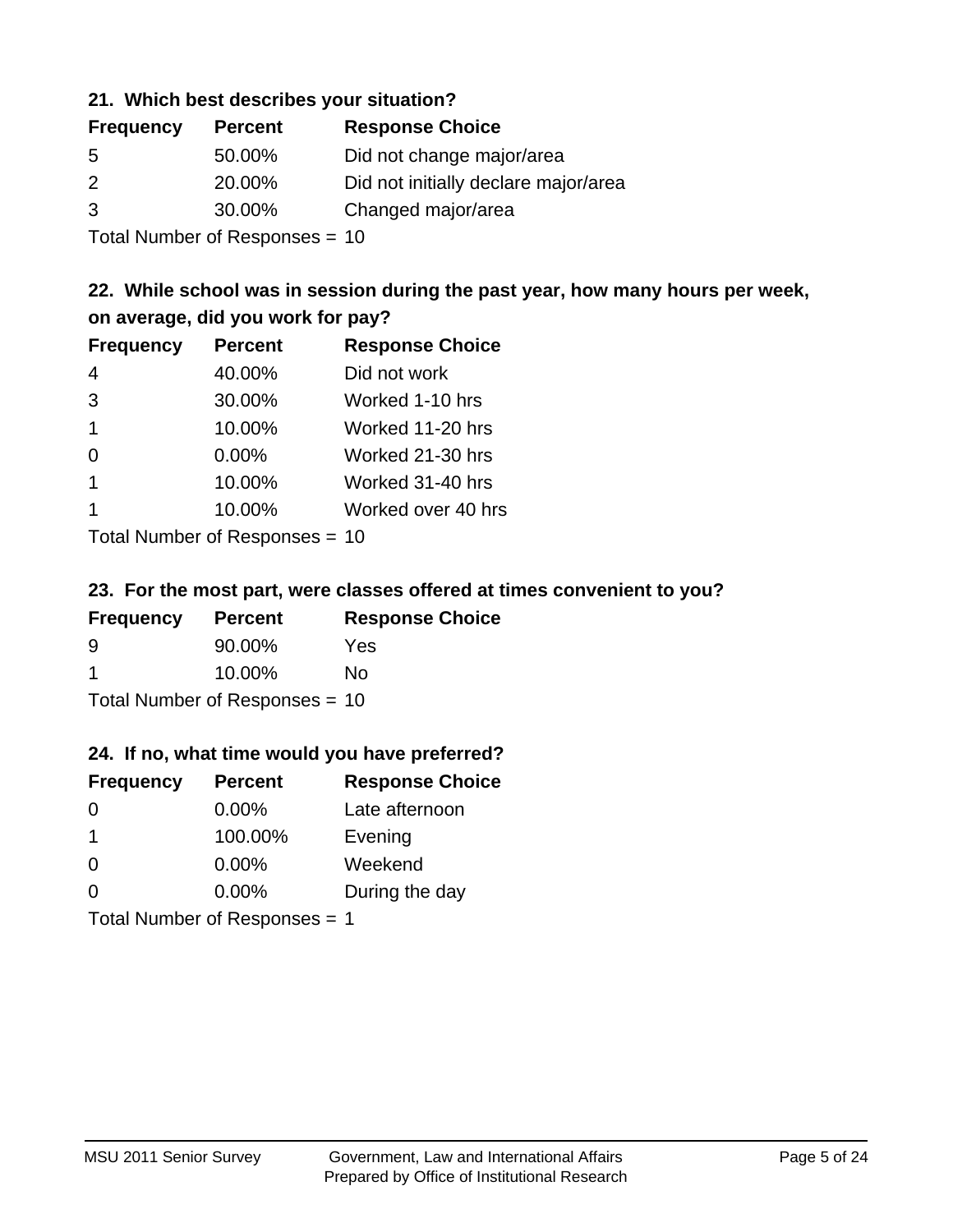### 21. Which best describes your situation?

| Frequency | Percent | Response Choice |
|---|---|---|
| 5 | 50.00% | Did not change major/area |
| 2 | 20.00% | Did not initially declare major/area |
| 3 | 30.00% | Changed major/area |

Total Number of Responses = 10

### 22. While school was in session during the past year, how many hours per week, on average, did you work for pay?

| Frequency | Percent | Response Choice |
|---|---|---|
| 4 | 40.00% | Did not work |
| 3 | 30.00% | Worked 1-10 hrs |
| 1 | 10.00% | Worked 11-20 hrs |
| 0 | 0.00% | Worked 21-30 hrs |
| 1 | 10.00% | Worked 31-40 hrs |
| 1 | 10.00% | Worked over 40 hrs |

Total Number of Responses = 10

### 23. For the most part, were classes offered at times convenient to you?

| Frequency | Percent | Response Choice |
|---|---|---|
| 9 | 90.00% | Yes |
| 1 | 10.00% | No |

Total Number of Responses = 10

### 24. If no, what time would you have preferred?

| Frequency | Percent | Response Choice |
|---|---|---|
| 0 | 0.00% | Late afternoon |
| 1 | 100.00% | Evening |
| 0 | 0.00% | Weekend |
| 0 | 0.00% | During the day |

Total Number of Responses = 1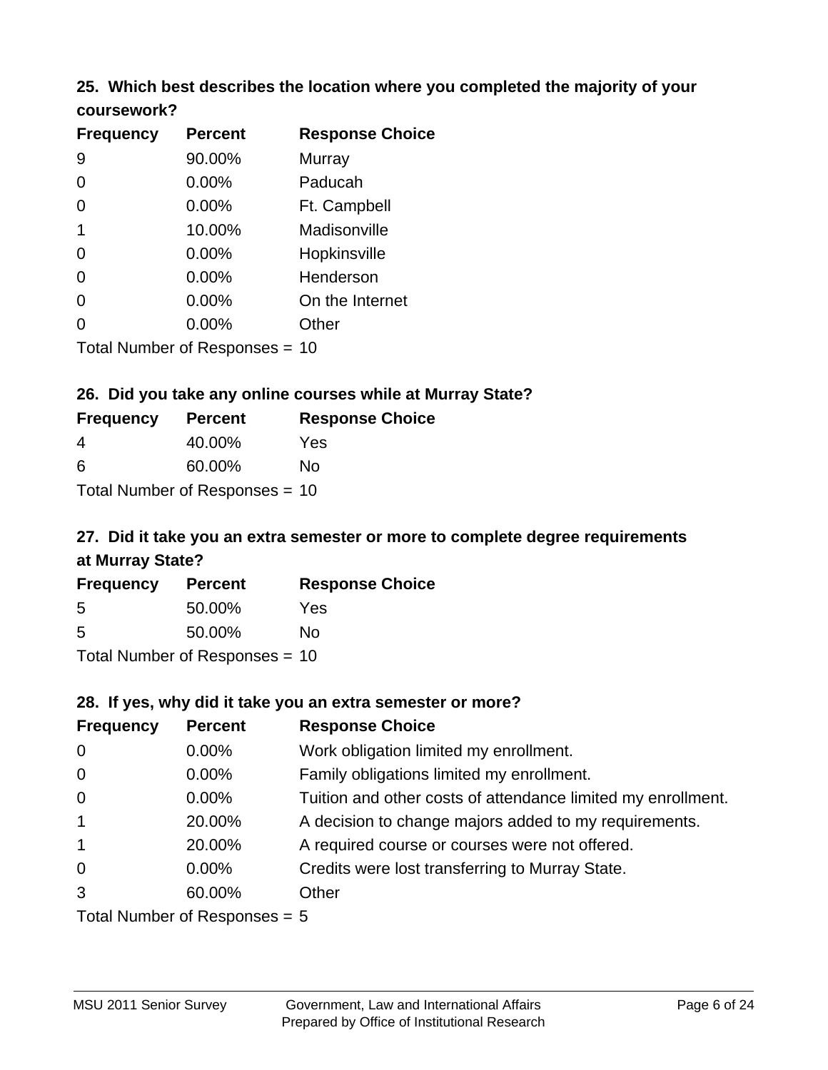### 25. Which best describes the location where you completed the majority of your coursework?

| Frequency | Percent | Response Choice |
|---|---|---|
| 9 | 90.00% | Murray |
| 0 | 0.00% | Paducah |
| 0 | 0.00% | Ft. Campbell |
| 1 | 10.00% | Madisonville |
| 0 | 0.00% | Hopkinsville |
| 0 | 0.00% | Henderson |
| 0 | 0.00% | On the Internet |
| 0 | 0.00% | Other |

Total Number of Responses = 10

### 26. Did you take any online courses while at Murray State?

| Frequency | Percent | Response Choice |
|---|---|---|
| 4 | 40.00% | Yes |
| 6 | 60.00% | No |

Total Number of Responses = 10

### 27. Did it take you an extra semester or more to complete degree requirements at Murray State?

| Frequency | Percent | Response Choice |
|---|---|---|
| 5 | 50.00% | Yes |
| 5 | 50.00% | No |

Total Number of Responses = 10

### 28. If yes, why did it take you an extra semester or more?

| Frequency | Percent | Response Choice |
|---|---|---|
| 0 | 0.00% | Work obligation limited my enrollment. |
| 0 | 0.00% | Family obligations limited my enrollment. |
| 0 | 0.00% | Tuition and other costs of attendance limited my enrollment. |
| 1 | 20.00% | A decision to change majors added to my requirements. |
| 1 | 20.00% | A required course or courses were not offered. |
| 0 | 0.00% | Credits were lost transferring to Murray State. |
| 3 | 60.00% | Other |

Total Number of Responses = 5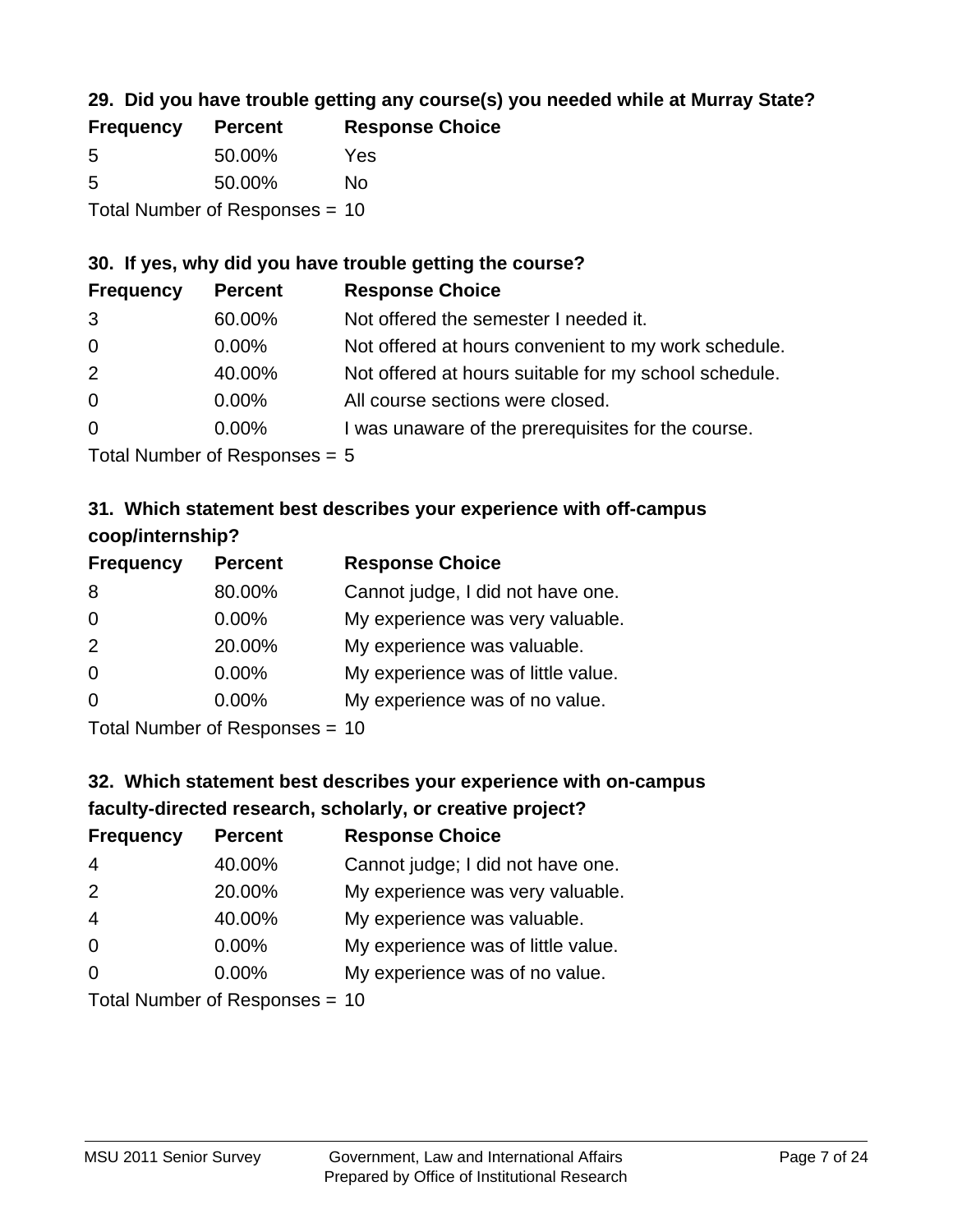### 29. Did you have trouble getting any course(s) you needed while at Murray State?

| Frequency | Percent | Response Choice |
| --- | --- | --- |
| 5 | 50.00% | Yes |
| 5 | 50.00% | No |

Total Number of Responses = 10

### 30. If yes, why did you have trouble getting the course?

| Frequency | Percent | Response Choice |
| --- | --- | --- |
| 3 | 60.00% | Not offered the semester I needed it. |
| 0 | 0.00% | Not offered at hours convenient to my work schedule. |
| 2 | 40.00% | Not offered at hours suitable for my school schedule. |
| 0 | 0.00% | All course sections were closed. |
| 0 | 0.00% | I was unaware of the prerequisites for the course. |

Total Number of Responses = 5

### 31. Which statement best describes your experience with off-campus coop/internship?

| Frequency | Percent | Response Choice |
| --- | --- | --- |
| 8 | 80.00% | Cannot judge, I did not have one. |
| 0 | 0.00% | My experience was very valuable. |
| 2 | 20.00% | My experience was valuable. |
| 0 | 0.00% | My experience was of little value. |
| 0 | 0.00% | My experience was of no value. |

Total Number of Responses = 10

### 32. Which statement best describes your experience with on-campus faculty-directed research, scholarly, or creative project?

| Frequency | Percent | Response Choice |
| --- | --- | --- |
| 4 | 40.00% | Cannot judge; I did not have one. |
| 2 | 20.00% | My experience was very valuable. |
| 4 | 40.00% | My experience was valuable. |
| 0 | 0.00% | My experience was of little value. |
| 0 | 0.00% | My experience was of no value. |

Total Number of Responses = 10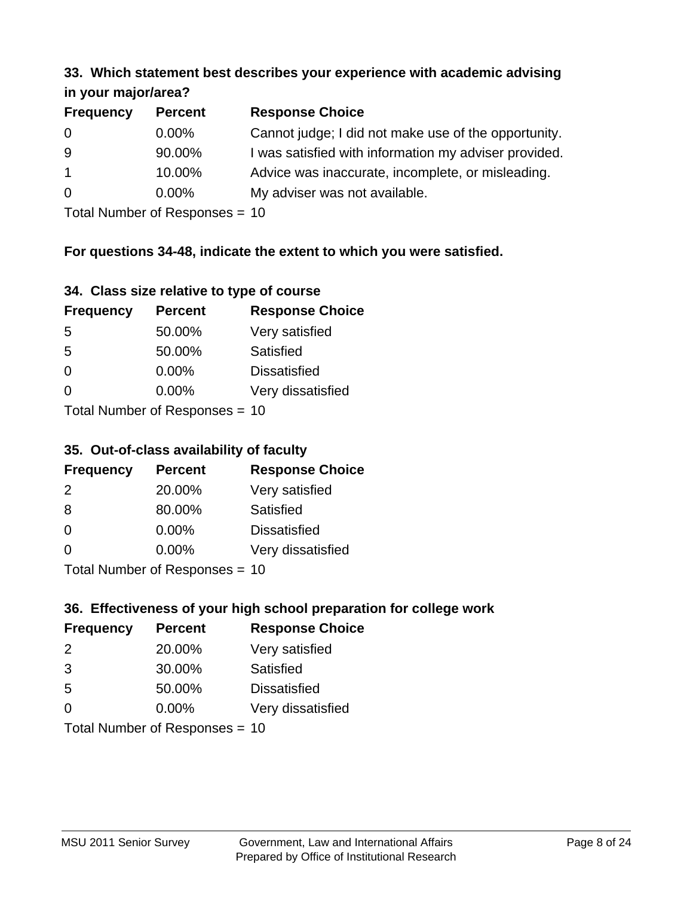### 33. Which statement best describes your experience with academic advising in your major/area?

| Frequency | Percent | Response Choice |
|---|---|---|
| 0 | 0.00% | Cannot judge; I did not make use of the opportunity. |
| 9 | 90.00% | I was satisfied with information my adviser provided. |
| 1 | 10.00% | Advice was inaccurate, incomplete, or misleading. |
| 0 | 0.00% | My adviser was not available. |

Total Number of Responses = 10

**For questions 34-48, indicate the extent to which you were satisfied.**

### 34. Class size relative to type of course

| Frequency | Percent | Response Choice |
|---|---|---|
| 5 | 50.00% | Very satisfied |
| 5 | 50.00% | Satisfied |
| 0 | 0.00% | Dissatisfied |
| 0 | 0.00% | Very dissatisfied |

Total Number of Responses = 10

### 35. Out-of-class availability of faculty

| Frequency | Percent | Response Choice |
|---|---|---|
| 2 | 20.00% | Very satisfied |
| 8 | 80.00% | Satisfied |
| 0 | 0.00% | Dissatisfied |
| 0 | 0.00% | Very dissatisfied |

Total Number of Responses = 10

### 36. Effectiveness of your high school preparation for college work

| Frequency | Percent | Response Choice |
|---|---|---|
| 2 | 20.00% | Very satisfied |
| 3 | 30.00% | Satisfied |
| 5 | 50.00% | Dissatisfied |
| 0 | 0.00% | Very dissatisfied |

Total Number of Responses = 10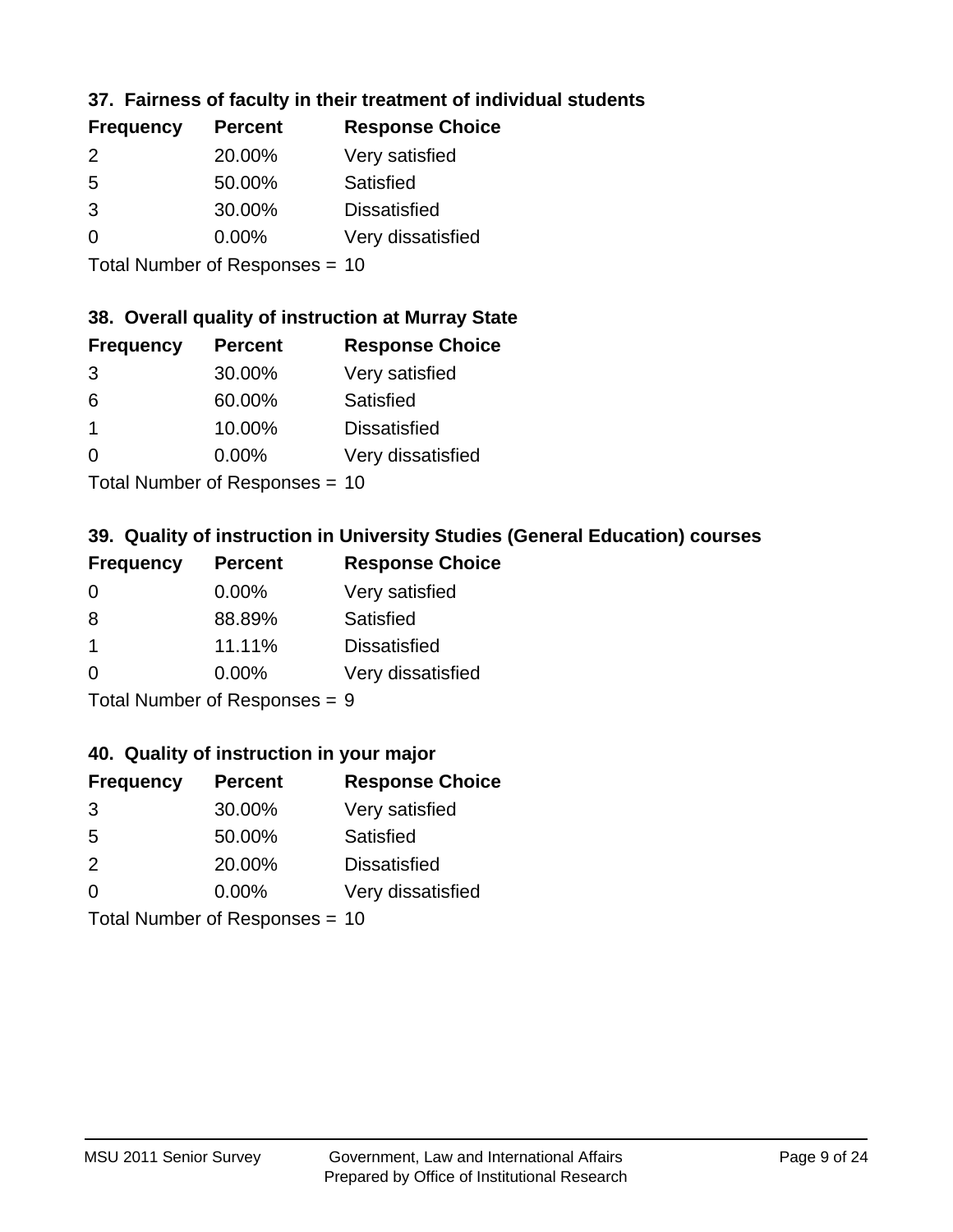### 37. Fairness of faculty in their treatment of individual students

| Frequency | Percent | Response Choice |
|---|---|---|
| 2 | 20.00% | Very satisfied |
| 5 | 50.00% | Satisfied |
| 3 | 30.00% | Dissatisfied |
| 0 | 0.00% | Very dissatisfied |

Total Number of Responses = 10

### 38. Overall quality of instruction at Murray State

| Frequency | Percent | Response Choice |
|---|---|---|
| 3 | 30.00% | Very satisfied |
| 6 | 60.00% | Satisfied |
| 1 | 10.00% | Dissatisfied |
| 0 | 0.00% | Very dissatisfied |

Total Number of Responses = 10

### 39. Quality of instruction in University Studies (General Education) courses

| Frequency | Percent | Response Choice |
|---|---|---|
| 0 | 0.00% | Very satisfied |
| 8 | 88.89% | Satisfied |
| 1 | 11.11% | Dissatisfied |
| 0 | 0.00% | Very dissatisfied |

Total Number of Responses = 9

### 40. Quality of instruction in your major

| Frequency | Percent | Response Choice |
|---|---|---|
| 3 | 30.00% | Very satisfied |
| 5 | 50.00% | Satisfied |
| 2 | 20.00% | Dissatisfied |
| 0 | 0.00% | Very dissatisfied |

Total Number of Responses = 10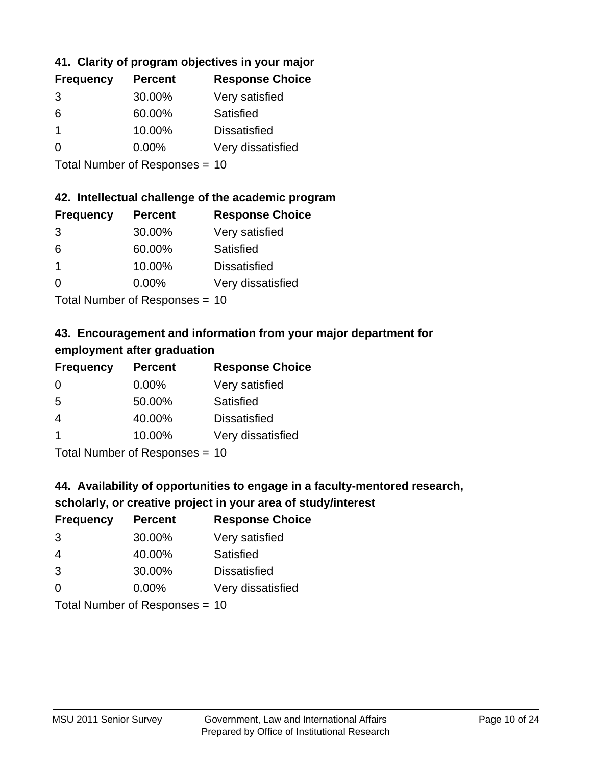### 41. Clarity of program objectives in your major

| Frequency | Percent | Response Choice |
|---|---|---|
| 3 | 30.00% | Very satisfied |
| 6 | 60.00% | Satisfied |
| 1 | 10.00% | Dissatisfied |
| 0 | 0.00% | Very dissatisfied |

Total Number of Responses = 10

### 42. Intellectual challenge of the academic program

| Frequency | Percent | Response Choice |
|---|---|---|
| 3 | 30.00% | Very satisfied |
| 6 | 60.00% | Satisfied |
| 1 | 10.00% | Dissatisfied |
| 0 | 0.00% | Very dissatisfied |

Total Number of Responses = 10

### 43. Encouragement and information from your major department for employment after graduation

| Frequency | Percent | Response Choice |
|---|---|---|
| 0 | 0.00% | Very satisfied |
| 5 | 50.00% | Satisfied |
| 4 | 40.00% | Dissatisfied |
| 1 | 10.00% | Very dissatisfied |

Total Number of Responses = 10

### 44. Availability of opportunities to engage in a faculty-mentored research, scholarly, or creative project in your area of study/interest

| Frequency | Percent | Response Choice |
|---|---|---|
| 3 | 30.00% | Very satisfied |
| 4 | 40.00% | Satisfied |
| 3 | 30.00% | Dissatisfied |
| 0 | 0.00% | Very dissatisfied |

Total Number of Responses = 10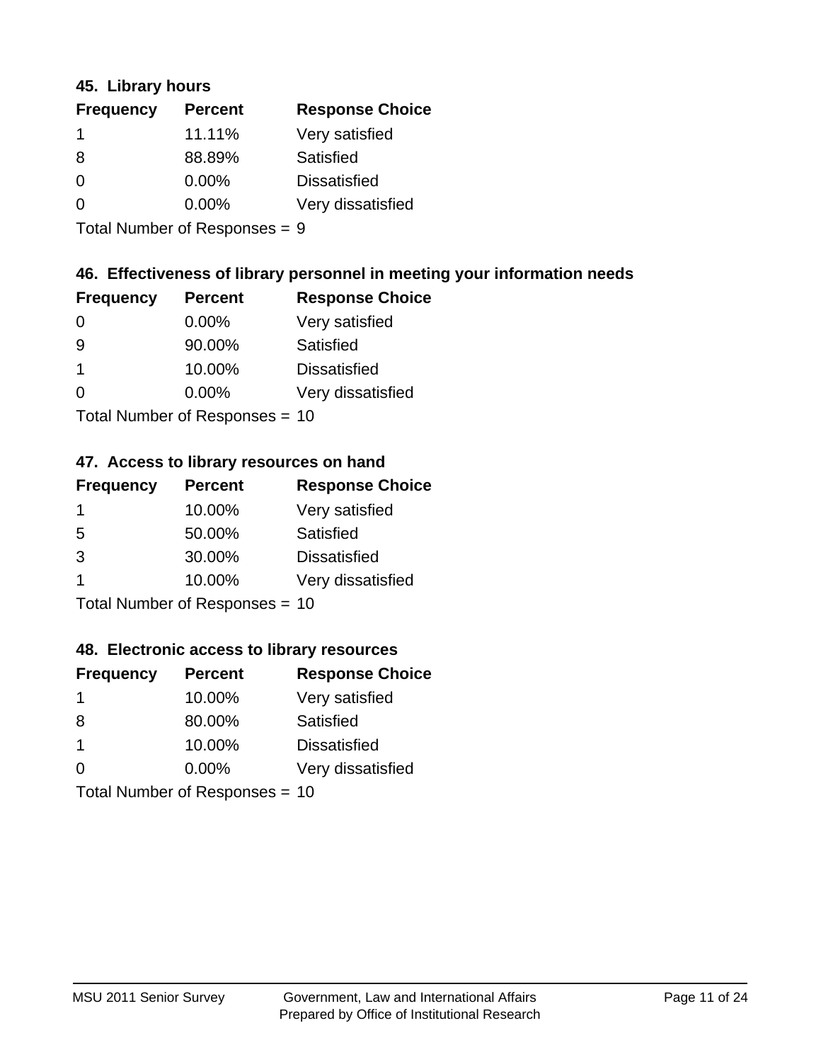### 45. Library hours

| Frequency | Percent | Response Choice |
|---|---|---|
| 1 | 11.11% | Very satisfied |
| 8 | 88.89% | Satisfied |
| 0 | 0.00% | Dissatisfied |
| 0 | 0.00% | Very dissatisfied |

Total Number of Responses = 9

### 46. Effectiveness of library personnel in meeting your information needs

| Frequency | Percent | Response Choice |
|---|---|---|
| 0 | 0.00% | Very satisfied |
| 9 | 90.00% | Satisfied |
| 1 | 10.00% | Dissatisfied |
| 0 | 0.00% | Very dissatisfied |

Total Number of Responses = 10

### 47. Access to library resources on hand

| Frequency | Percent | Response Choice |
|---|---|---|
| 1 | 10.00% | Very satisfied |
| 5 | 50.00% | Satisfied |
| 3 | 30.00% | Dissatisfied |
| 1 | 10.00% | Very dissatisfied |

Total Number of Responses = 10

### 48. Electronic access to library resources

| Frequency | Percent | Response Choice |
|---|---|---|
| 1 | 10.00% | Very satisfied |
| 8 | 80.00% | Satisfied |
| 1 | 10.00% | Dissatisfied |
| 0 | 0.00% | Very dissatisfied |

Total Number of Responses = 10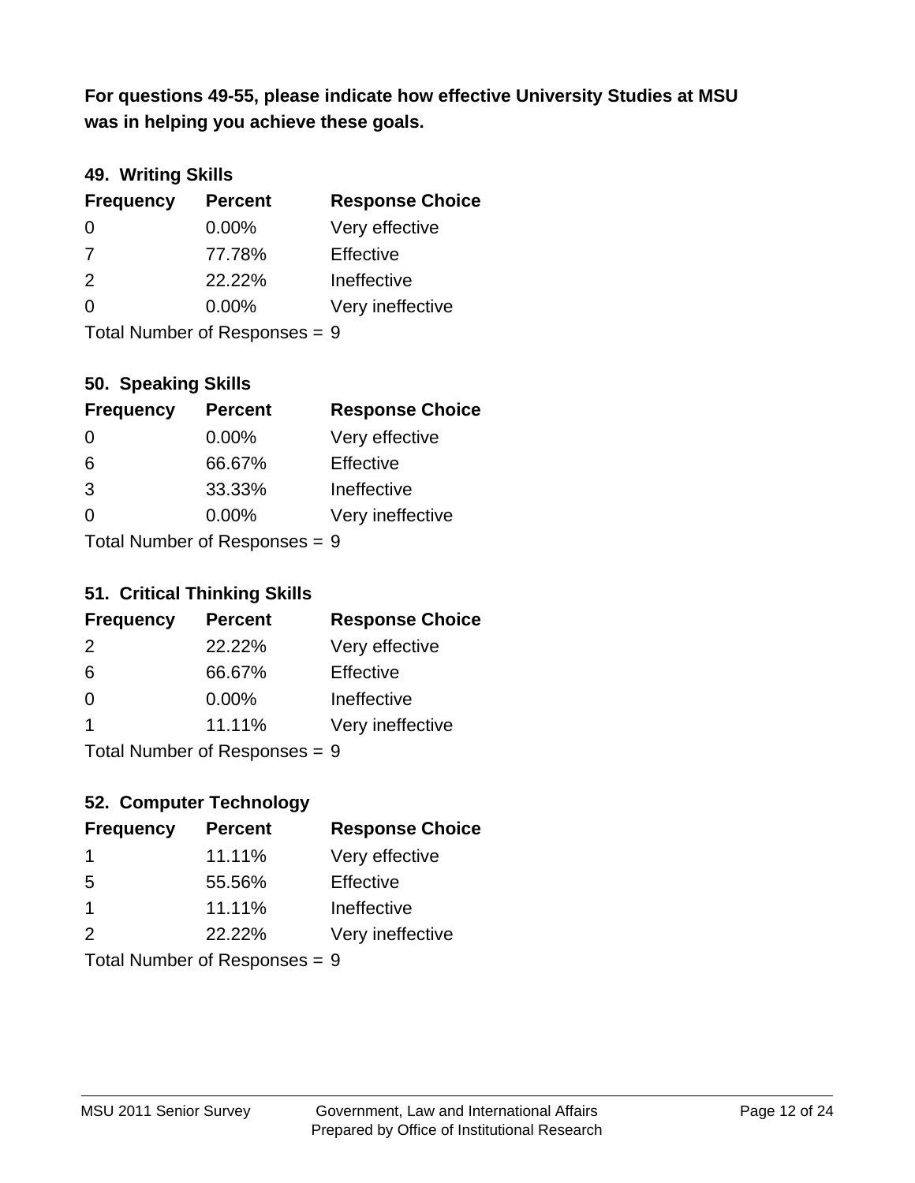**For questions 49-55, please indicate how effective University Studies at MSU was in helping you achieve these goals.**

### 49. Writing Skills

| Frequency | Percent | Response Choice |
|---|---|---|
| 0 | 0.00% | Very effective |
| 7 | 77.78% | Effective |
| 2 | 22.22% | Ineffective |
| 0 | 0.00% | Very ineffective |

Total Number of Responses = 9

### 50. Speaking Skills

| Frequency | Percent | Response Choice |
|---|---|---|
| 0 | 0.00% | Very effective |
| 6 | 66.67% | Effective |
| 3 | 33.33% | Ineffective |
| 0 | 0.00% | Very ineffective |

Total Number of Responses = 9

### 51. Critical Thinking Skills

| Frequency | Percent | Response Choice |
|---|---|---|
| 2 | 22.22% | Very effective |
| 6 | 66.67% | Effective |
| 0 | 0.00% | Ineffective |
| 1 | 11.11% | Very ineffective |

Total Number of Responses = 9

### 52. Computer Technology

| Frequency | Percent | Response Choice |
|---|---|---|
| 1 | 11.11% | Very effective |
| 5 | 55.56% | Effective |
| 1 | 11.11% | Ineffective |
| 2 | 22.22% | Very ineffective |

Total Number of Responses = 9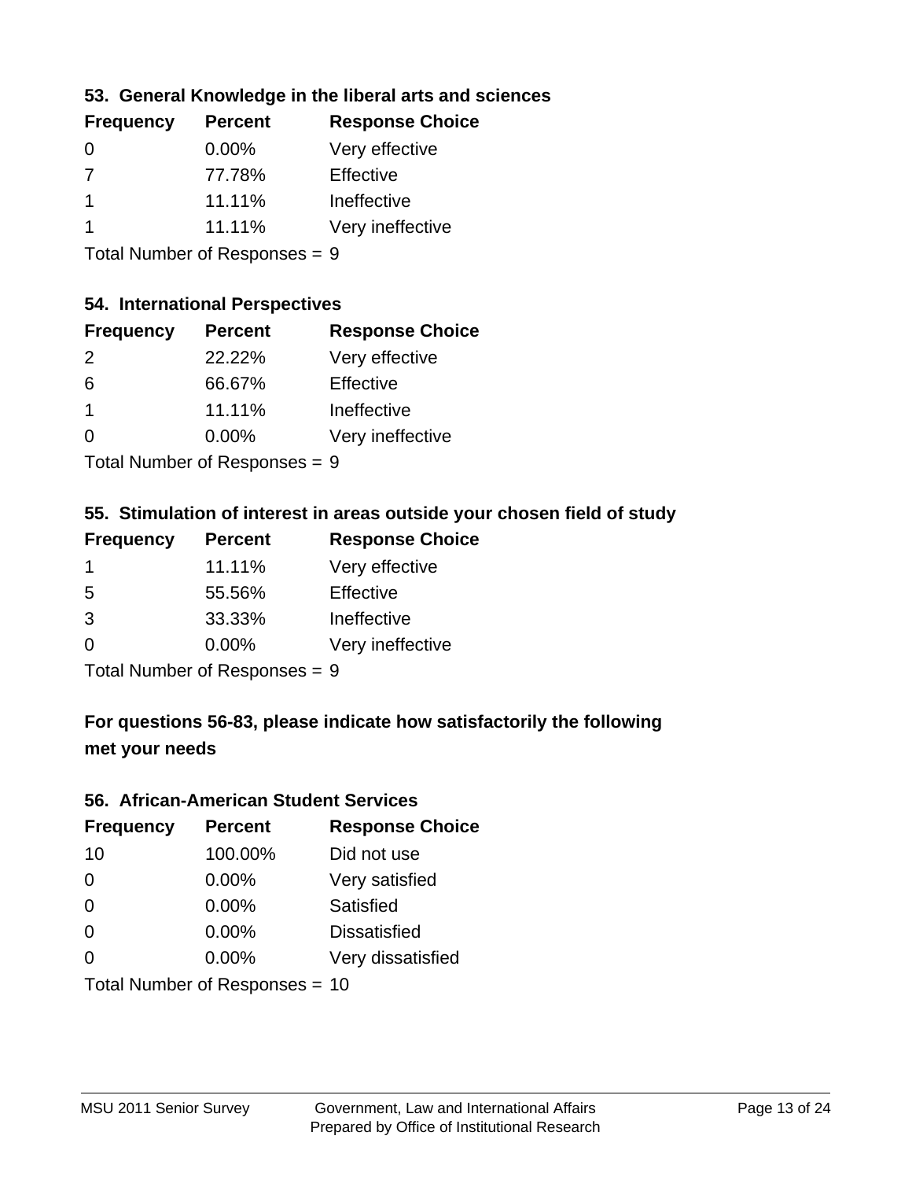### 53. General Knowledge in the liberal arts and sciences

| Frequency | Percent | Response Choice |
| --- | --- | --- |
| 0 | 0.00% | Very effective |
| 7 | 77.78% | Effective |
| 1 | 11.11% | Ineffective |
| 1 | 11.11% | Very ineffective |

Total Number of Responses = 9

### 54. International Perspectives

| Frequency | Percent | Response Choice |
| --- | --- | --- |
| 2 | 22.22% | Very effective |
| 6 | 66.67% | Effective |
| 1 | 11.11% | Ineffective |
| 0 | 0.00% | Very ineffective |

Total Number of Responses = 9

### 55. Stimulation of interest in areas outside your chosen field of study

| Frequency | Percent | Response Choice |
| --- | --- | --- |
| 1 | 11.11% | Very effective |
| 5 | 55.56% | Effective |
| 3 | 33.33% | Ineffective |
| 0 | 0.00% | Very ineffective |

Total Number of Responses = 9

## For questions 56-83, please indicate how satisfactorily the following met your needs

### 56. African-American Student Services

| Frequency | Percent | Response Choice |
| --- | --- | --- |
| 10 | 100.00% | Did not use |
| 0 | 0.00% | Very satisfied |
| 0 | 0.00% | Satisfied |
| 0 | 0.00% | Dissatisfied |
| 0 | 0.00% | Very dissatisfied |

Total Number of Responses = 10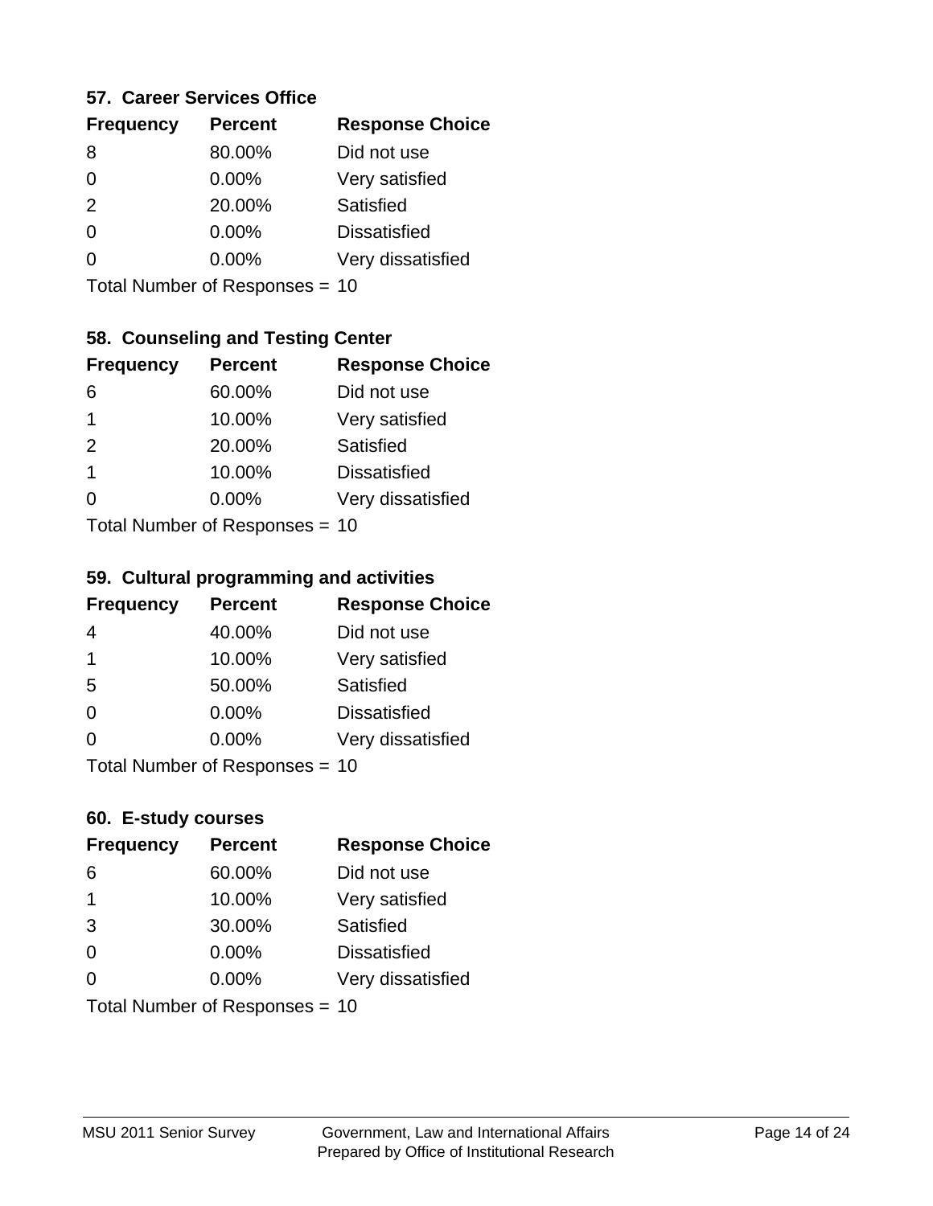### 57. Career Services Office

| Frequency | Percent | Response Choice |
|---|---|---|
| 8 | 80.00% | Did not use |
| 0 | 0.00% | Very satisfied |
| 2 | 20.00% | Satisfied |
| 0 | 0.00% | Dissatisfied |
| 0 | 0.00% | Very dissatisfied |

Total Number of Responses = 10

### 58. Counseling and Testing Center

| Frequency | Percent | Response Choice |
|---|---|---|
| 6 | 60.00% | Did not use |
| 1 | 10.00% | Very satisfied |
| 2 | 20.00% | Satisfied |
| 1 | 10.00% | Dissatisfied |
| 0 | 0.00% | Very dissatisfied |

Total Number of Responses = 10

### 59. Cultural programming and activities

| Frequency | Percent | Response Choice |
|---|---|---|
| 4 | 40.00% | Did not use |
| 1 | 10.00% | Very satisfied |
| 5 | 50.00% | Satisfied |
| 0 | 0.00% | Dissatisfied |
| 0 | 0.00% | Very dissatisfied |

Total Number of Responses = 10

### 60. E-study courses

| Frequency | Percent | Response Choice |
|---|---|---|
| 6 | 60.00% | Did not use |
| 1 | 10.00% | Very satisfied |
| 3 | 30.00% | Satisfied |
| 0 | 0.00% | Dissatisfied |
| 0 | 0.00% | Very dissatisfied |

Total Number of Responses = 10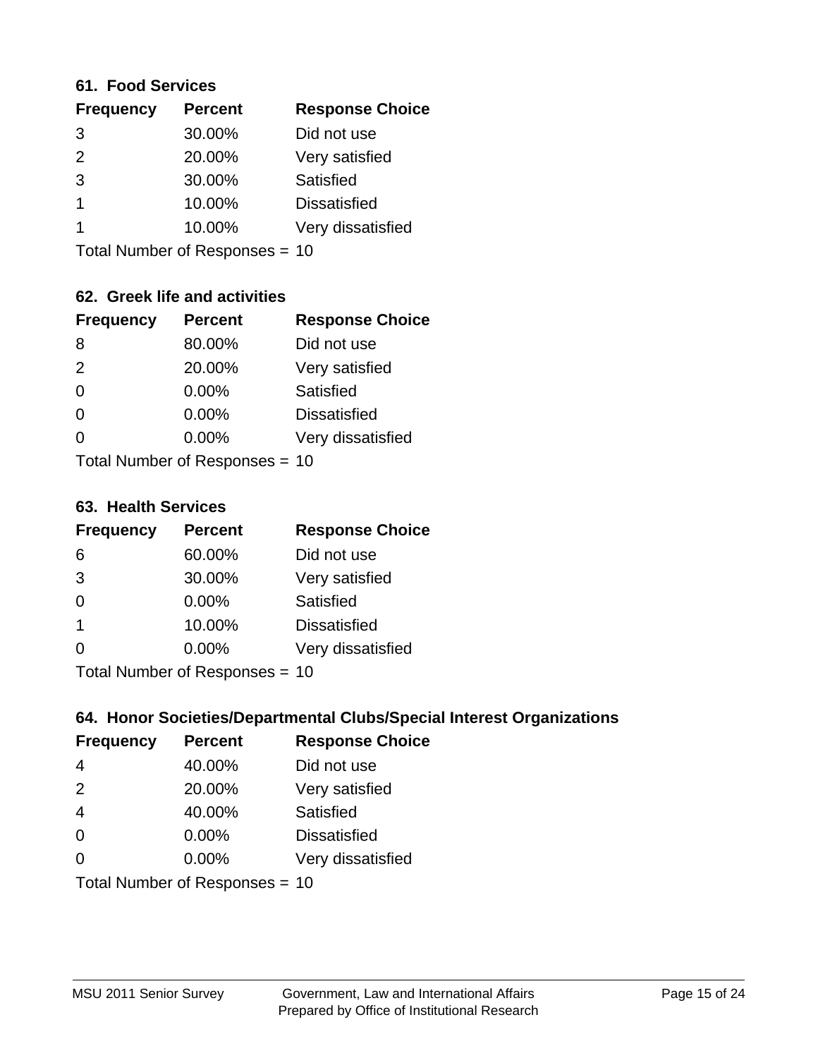### 61. Food Services

| Frequency | Percent | Response Choice |
|---|---|---|
| 3 | 30.00% | Did not use |
| 2 | 20.00% | Very satisfied |
| 3 | 30.00% | Satisfied |
| 1 | 10.00% | Dissatisfied |
| 1 | 10.00% | Very dissatisfied |

Total Number of Responses = 10

### 62. Greek life and activities

| Frequency | Percent | Response Choice |
|---|---|---|
| 8 | 80.00% | Did not use |
| 2 | 20.00% | Very satisfied |
| 0 | 0.00% | Satisfied |
| 0 | 0.00% | Dissatisfied |
| 0 | 0.00% | Very dissatisfied |

Total Number of Responses = 10

### 63. Health Services

| Frequency | Percent | Response Choice |
|---|---|---|
| 6 | 60.00% | Did not use |
| 3 | 30.00% | Very satisfied |
| 0 | 0.00% | Satisfied |
| 1 | 10.00% | Dissatisfied |
| 0 | 0.00% | Very dissatisfied |

Total Number of Responses = 10

### 64. Honor Societies/Departmental Clubs/Special Interest Organizations

| Frequency | Percent | Response Choice |
|---|---|---|
| 4 | 40.00% | Did not use |
| 2 | 20.00% | Very satisfied |
| 4 | 40.00% | Satisfied |
| 0 | 0.00% | Dissatisfied |
| 0 | 0.00% | Very dissatisfied |

Total Number of Responses = 10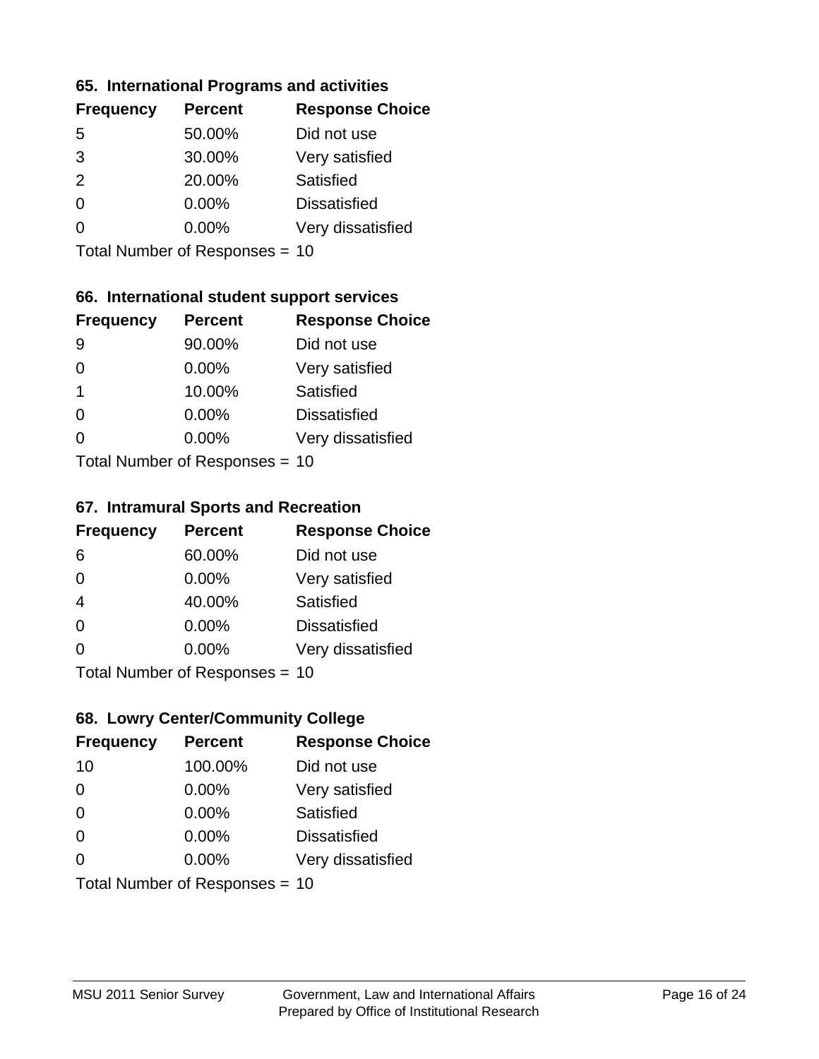### 65. International Programs and activities

| Frequency | Percent | Response Choice |
|---|---|---|
| 5 | 50.00% | Did not use |
| 3 | 30.00% | Very satisfied |
| 2 | 20.00% | Satisfied |
| 0 | 0.00% | Dissatisfied |
| 0 | 0.00% | Very dissatisfied |

Total Number of Responses = 10

### 66. International student support services

| Frequency | Percent | Response Choice |
|---|---|---|
| 9 | 90.00% | Did not use |
| 0 | 0.00% | Very satisfied |
| 1 | 10.00% | Satisfied |
| 0 | 0.00% | Dissatisfied |
| 0 | 0.00% | Very dissatisfied |

Total Number of Responses = 10

### 67. Intramural Sports and Recreation

| Frequency | Percent | Response Choice |
|---|---|---|
| 6 | 60.00% | Did not use |
| 0 | 0.00% | Very satisfied |
| 4 | 40.00% | Satisfied |
| 0 | 0.00% | Dissatisfied |
| 0 | 0.00% | Very dissatisfied |

Total Number of Responses = 10

### 68. Lowry Center/Community College

| Frequency | Percent | Response Choice |
|---|---|---|
| 10 | 100.00% | Did not use |
| 0 | 0.00% | Very satisfied |
| 0 | 0.00% | Satisfied |
| 0 | 0.00% | Dissatisfied |
| 0 | 0.00% | Very dissatisfied |

Total Number of Responses = 10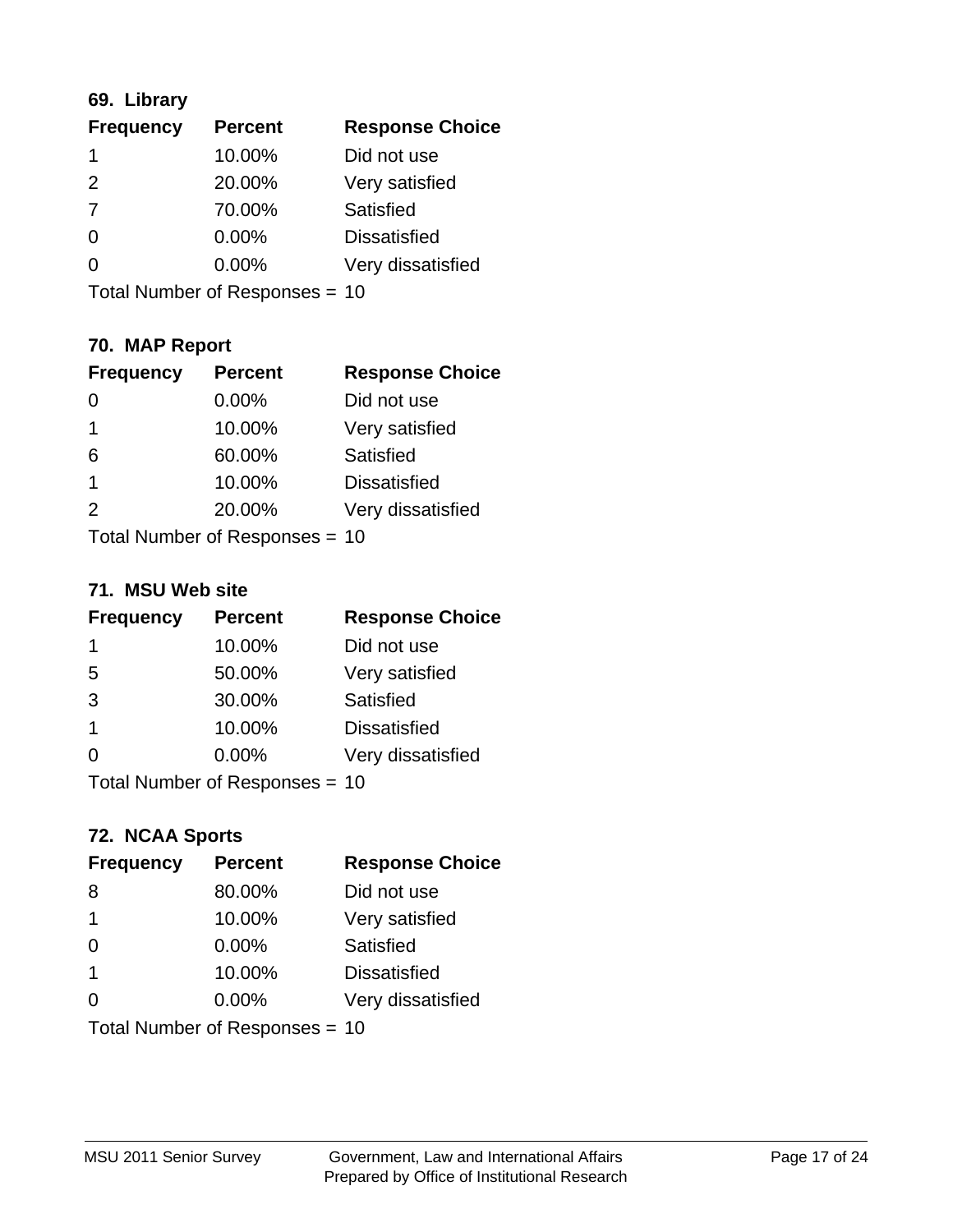### 69. Library

| Frequency | Percent | Response Choice |
| --- | --- | --- |
| 1 | 10.00% | Did not use |
| 2 | 20.00% | Very satisfied |
| 7 | 70.00% | Satisfied |
| 0 | 0.00% | Dissatisfied |
| 0 | 0.00% | Very dissatisfied |

Total Number of Responses = 10

### 70. MAP Report

| Frequency | Percent | Response Choice |
| --- | --- | --- |
| 0 | 0.00% | Did not use |
| 1 | 10.00% | Very satisfied |
| 6 | 60.00% | Satisfied |
| 1 | 10.00% | Dissatisfied |
| 2 | 20.00% | Very dissatisfied |

Total Number of Responses = 10

### 71. MSU Web site

| Frequency | Percent | Response Choice |
| --- | --- | --- |
| 1 | 10.00% | Did not use |
| 5 | 50.00% | Very satisfied |
| 3 | 30.00% | Satisfied |
| 1 | 10.00% | Dissatisfied |
| 0 | 0.00% | Very dissatisfied |

Total Number of Responses = 10

### 72. NCAA Sports

| Frequency | Percent | Response Choice |
| --- | --- | --- |
| 8 | 80.00% | Did not use |
| 1 | 10.00% | Very satisfied |
| 0 | 0.00% | Satisfied |
| 1 | 10.00% | Dissatisfied |
| 0 | 0.00% | Very dissatisfied |

Total Number of Responses = 10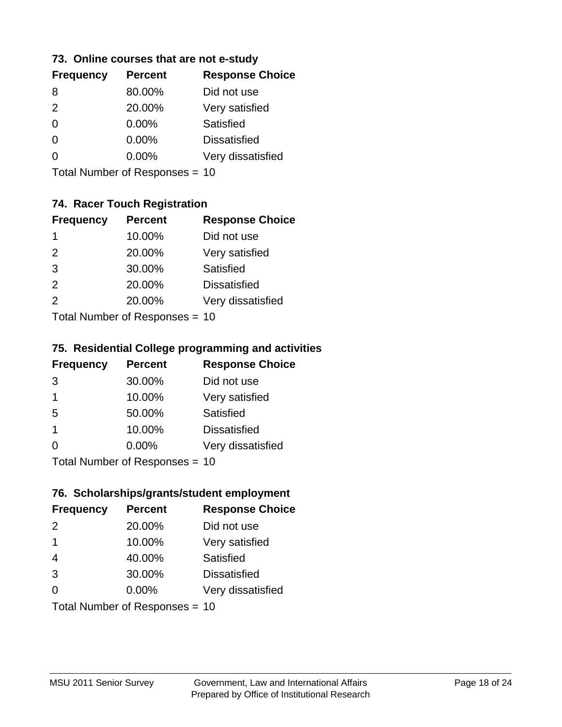### 73. Online courses that are not e-study

| Frequency | Percent | Response Choice |
|---|---|---|
| 8 | 80.00% | Did not use |
| 2 | 20.00% | Very satisfied |
| 0 | 0.00% | Satisfied |
| 0 | 0.00% | Dissatisfied |
| 0 | 0.00% | Very dissatisfied |

Total Number of Responses = 10

### 74. Racer Touch Registration

| Frequency | Percent | Response Choice |
|---|---|---|
| 1 | 10.00% | Did not use |
| 2 | 20.00% | Very satisfied |
| 3 | 30.00% | Satisfied |
| 2 | 20.00% | Dissatisfied |
| 2 | 20.00% | Very dissatisfied |

Total Number of Responses = 10

### 75. Residential College programming and activities

| Frequency | Percent | Response Choice |
|---|---|---|
| 3 | 30.00% | Did not use |
| 1 | 10.00% | Very satisfied |
| 5 | 50.00% | Satisfied |
| 1 | 10.00% | Dissatisfied |
| 0 | 0.00% | Very dissatisfied |

Total Number of Responses = 10

### 76. Scholarships/grants/student employment

| Frequency | Percent | Response Choice |
|---|---|---|
| 2 | 20.00% | Did not use |
| 1 | 10.00% | Very satisfied |
| 4 | 40.00% | Satisfied |
| 3 | 30.00% | Dissatisfied |
| 0 | 0.00% | Very dissatisfied |

Total Number of Responses = 10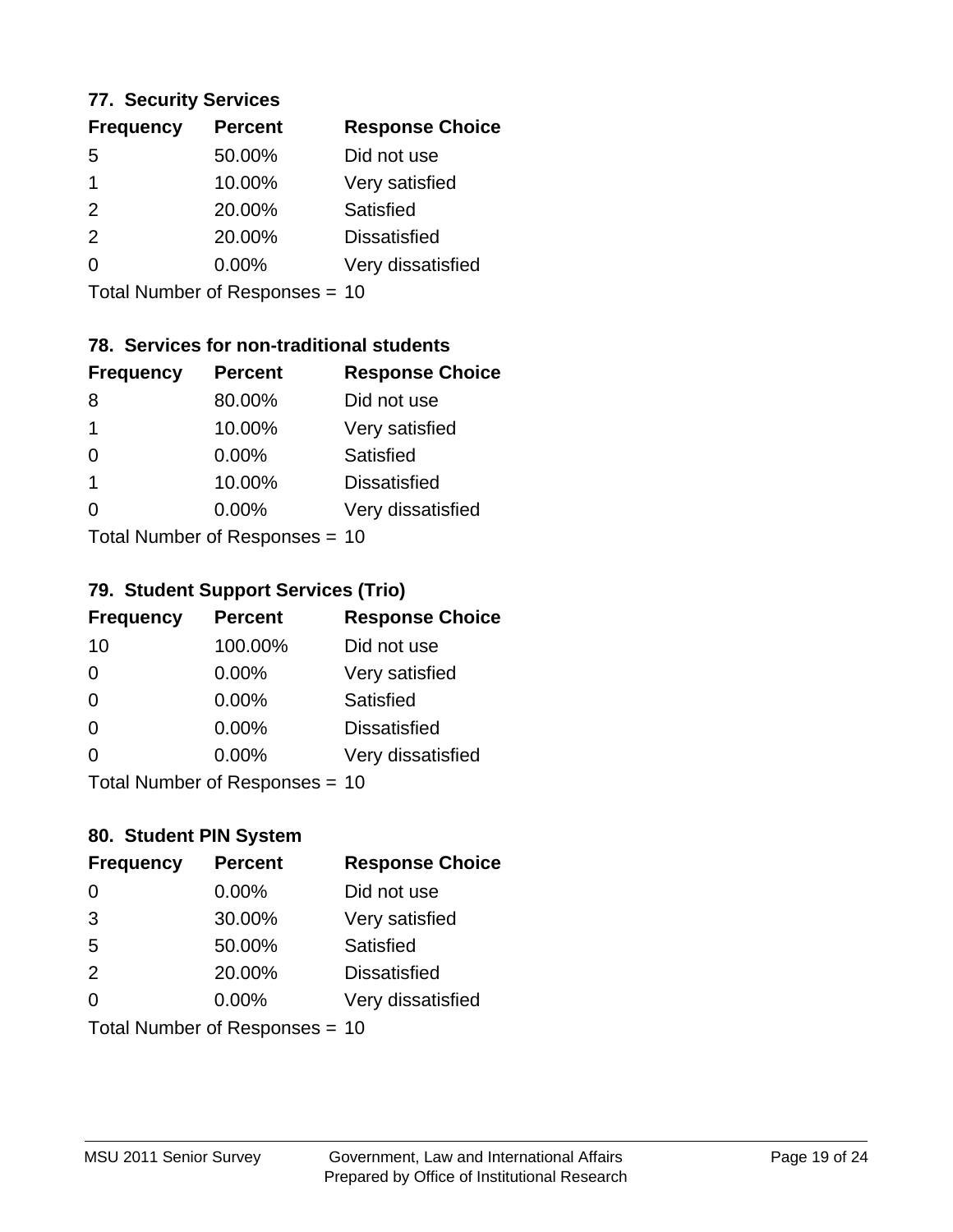### 77. Security Services

| Frequency | Percent | Response Choice |
|---|---|---|
| 5 | 50.00% | Did not use |
| 1 | 10.00% | Very satisfied |
| 2 | 20.00% | Satisfied |
| 2 | 20.00% | Dissatisfied |
| 0 | 0.00% | Very dissatisfied |

Total Number of Responses = 10

### 78. Services for non-traditional students

| Frequency | Percent | Response Choice |
|---|---|---|
| 8 | 80.00% | Did not use |
| 1 | 10.00% | Very satisfied |
| 0 | 0.00% | Satisfied |
| 1 | 10.00% | Dissatisfied |
| 0 | 0.00% | Very dissatisfied |

Total Number of Responses = 10

### 79. Student Support Services (Trio)

| Frequency | Percent | Response Choice |
|---|---|---|
| 10 | 100.00% | Did not use |
| 0 | 0.00% | Very satisfied |
| 0 | 0.00% | Satisfied |
| 0 | 0.00% | Dissatisfied |
| 0 | 0.00% | Very dissatisfied |

Total Number of Responses = 10

### 80. Student PIN System

| Frequency | Percent | Response Choice |
|---|---|---|
| 0 | 0.00% | Did not use |
| 3 | 30.00% | Very satisfied |
| 5 | 50.00% | Satisfied |
| 2 | 20.00% | Dissatisfied |
| 0 | 0.00% | Very dissatisfied |

Total Number of Responses = 10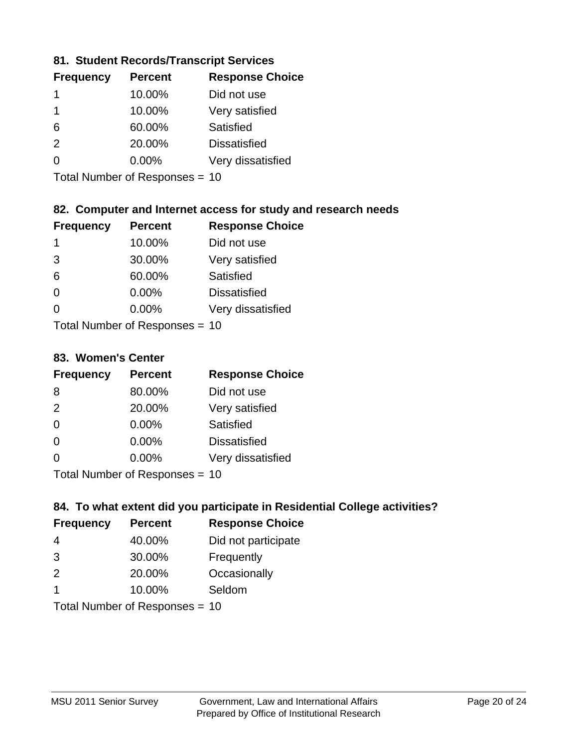### 81. Student Records/Transcript Services

| Frequency | Percent | Response Choice |
|---|---|---|
| 1 | 10.00% | Did not use |
| 1 | 10.00% | Very satisfied |
| 6 | 60.00% | Satisfied |
| 2 | 20.00% | Dissatisfied |
| 0 | 0.00% | Very dissatisfied |

Total Number of Responses = 10

### 82. Computer and Internet access for study and research needs

| Frequency | Percent | Response Choice |
|---|---|---|
| 1 | 10.00% | Did not use |
| 3 | 30.00% | Very satisfied |
| 6 | 60.00% | Satisfied |
| 0 | 0.00% | Dissatisfied |
| 0 | 0.00% | Very dissatisfied |

Total Number of Responses = 10

### 83. Women's Center

| Frequency | Percent | Response Choice |
|---|---|---|
| 8 | 80.00% | Did not use |
| 2 | 20.00% | Very satisfied |
| 0 | 0.00% | Satisfied |
| 0 | 0.00% | Dissatisfied |
| 0 | 0.00% | Very dissatisfied |

Total Number of Responses = 10

### 84. To what extent did you participate in Residential College activities?

| Frequency | Percent | Response Choice |
|---|---|---|
| 4 | 40.00% | Did not participate |
| 3 | 30.00% | Frequently |
| 2 | 20.00% | Occasionally |
| 1 | 10.00% | Seldom |

Total Number of Responses = 10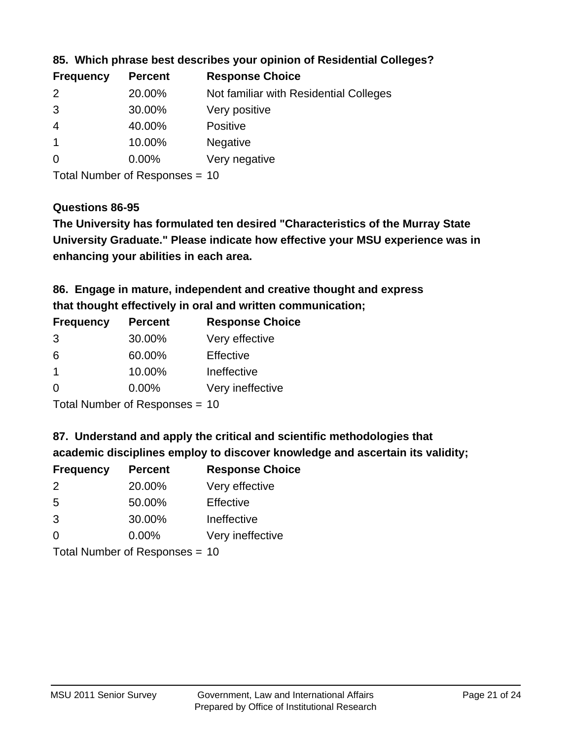### 85. Which phrase best describes your opinion of Residential Colleges?

| Frequency | Percent | Response Choice |
|---|---|---|
| 2 | 20.00% | Not familiar with Residential Colleges |
| 3 | 30.00% | Very positive |
| 4 | 40.00% | Positive |
| 1 | 10.00% | Negative |
| 0 | 0.00% | Very negative |

Total Number of Responses = 10

### Questions 86-95

**The University has formulated ten desired "Characteristics of the Murray State University Graduate." Please indicate how effective your MSU experience was in enhancing your abilities in each area.**

### 86. Engage in mature, independent and creative thought and express that thought effectively in oral and written communication;

| Frequency | Percent | Response Choice |
|---|---|---|
| 3 | 30.00% | Very effective |
| 6 | 60.00% | Effective |
| 1 | 10.00% | Ineffective |
| 0 | 0.00% | Very ineffective |

Total Number of Responses = 10

### 87. Understand and apply the critical and scientific methodologies that academic disciplines employ to discover knowledge and ascertain its validity;

| Frequency | Percent | Response Choice |
|---|---|---|
| 2 | 20.00% | Very effective |
| 5 | 50.00% | Effective |
| 3 | 30.00% | Ineffective |
| 0 | 0.00% | Very ineffective |

Total Number of Responses = 10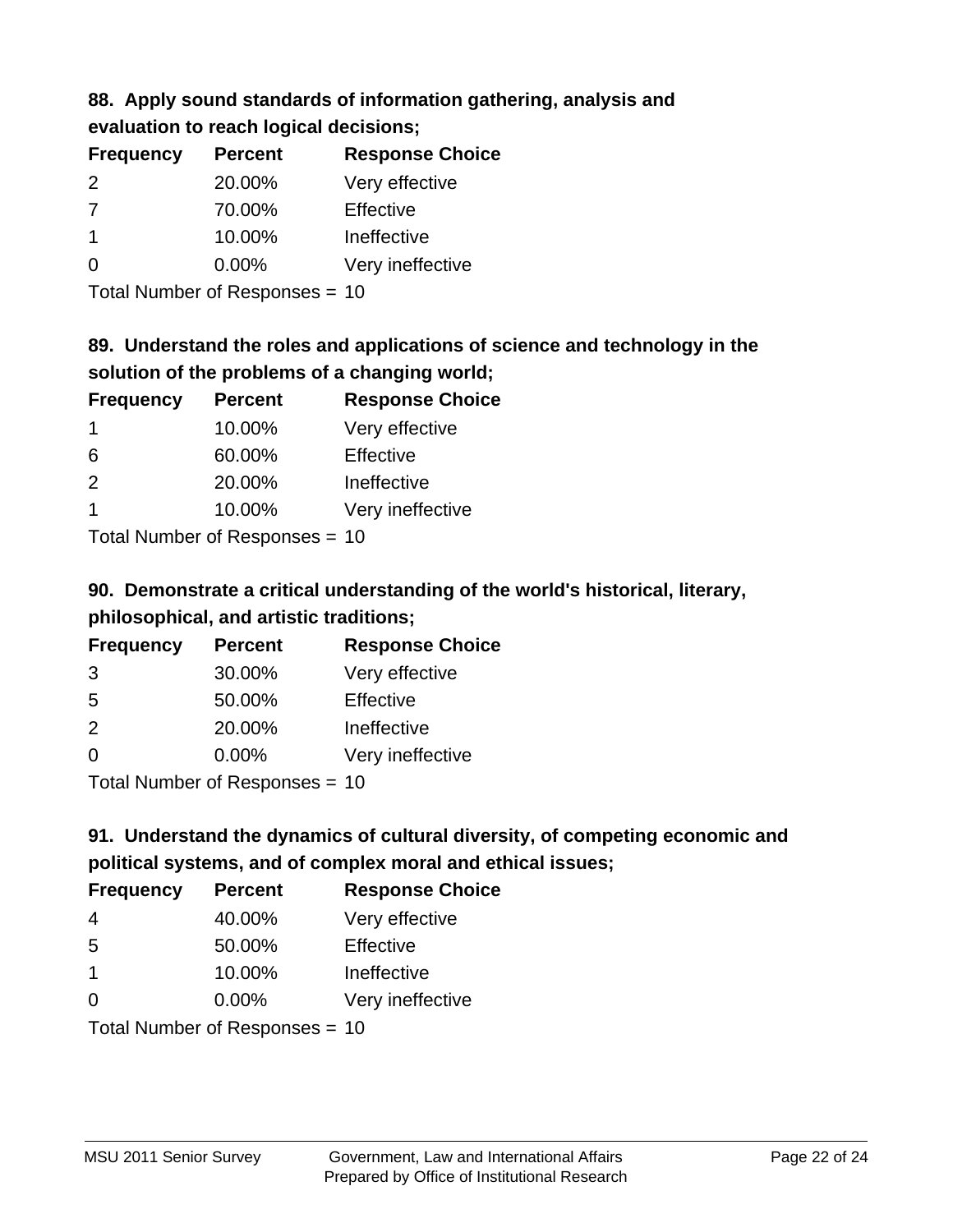### 88. Apply sound standards of information gathering, analysis and evaluation to reach logical decisions;

| Frequency | Percent | Response Choice |
|---|---|---|
| 2 | 20.00% | Very effective |
| 7 | 70.00% | Effective |
| 1 | 10.00% | Ineffective |
| 0 | 0.00% | Very ineffective |

Total Number of Responses = 10

### 89. Understand the roles and applications of science and technology in the solution of the problems of a changing world;

| Frequency | Percent | Response Choice |
|---|---|---|
| 1 | 10.00% | Very effective |
| 6 | 60.00% | Effective |
| 2 | 20.00% | Ineffective |
| 1 | 10.00% | Very ineffective |

Total Number of Responses = 10

### 90. Demonstrate a critical understanding of the world's historical, literary, philosophical, and artistic traditions;

| Frequency | Percent | Response Choice |
|---|---|---|
| 3 | 30.00% | Very effective |
| 5 | 50.00% | Effective |
| 2 | 20.00% | Ineffective |
| 0 | 0.00% | Very ineffective |

Total Number of Responses = 10

### 91. Understand the dynamics of cultural diversity, of competing economic and political systems, and of complex moral and ethical issues;

| Frequency | Percent | Response Choice |
|---|---|---|
| 4 | 40.00% | Very effective |
| 5 | 50.00% | Effective |
| 1 | 10.00% | Ineffective |
| 0 | 0.00% | Very ineffective |

Total Number of Responses = 10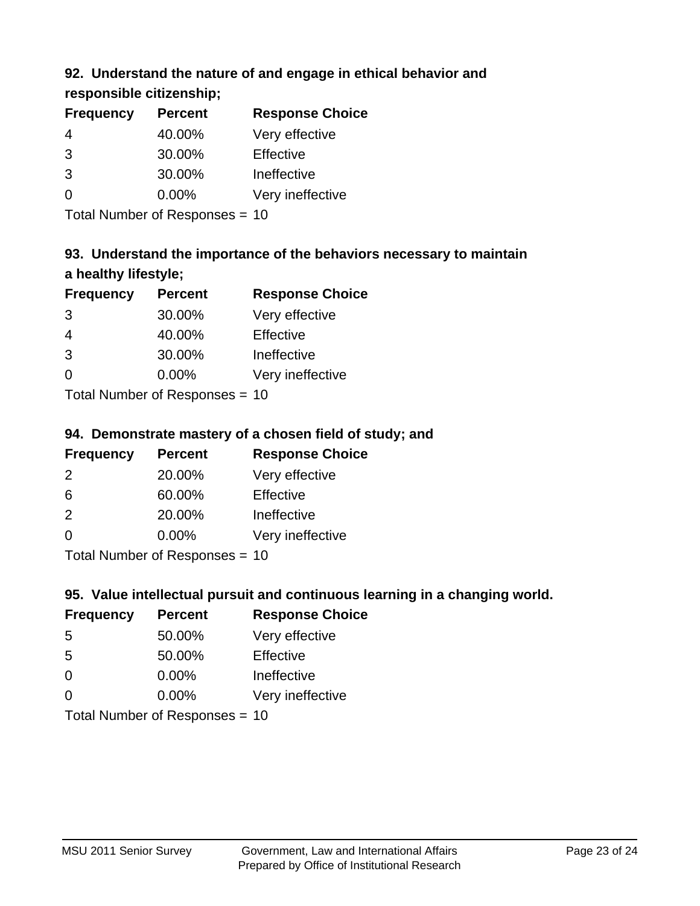### 92. Understand the nature of and engage in ethical behavior and responsible citizenship;

| Frequency | Percent | Response Choice |
|---|---|---|
| 4 | 40.00% | Very effective |
| 3 | 30.00% | Effective |
| 3 | 30.00% | Ineffective |
| 0 | 0.00% | Very ineffective |

Total Number of Responses = 10

### 93. Understand the importance of the behaviors necessary to maintain a healthy lifestyle;

| Frequency | Percent | Response Choice |
|---|---|---|
| 3 | 30.00% | Very effective |
| 4 | 40.00% | Effective |
| 3 | 30.00% | Ineffective |
| 0 | 0.00% | Very ineffective |

Total Number of Responses = 10

### 94. Demonstrate mastery of a chosen field of study; and

| Frequency | Percent | Response Choice |
|---|---|---|
| 2 | 20.00% | Very effective |
| 6 | 60.00% | Effective |
| 2 | 20.00% | Ineffective |
| 0 | 0.00% | Very ineffective |

Total Number of Responses = 10

### 95. Value intellectual pursuit and continuous learning in a changing world.

| Frequency | Percent | Response Choice |
|---|---|---|
| 5 | 50.00% | Very effective |
| 5 | 50.00% | Effective |
| 0 | 0.00% | Ineffective |
| 0 | 0.00% | Very ineffective |

Total Number of Responses = 10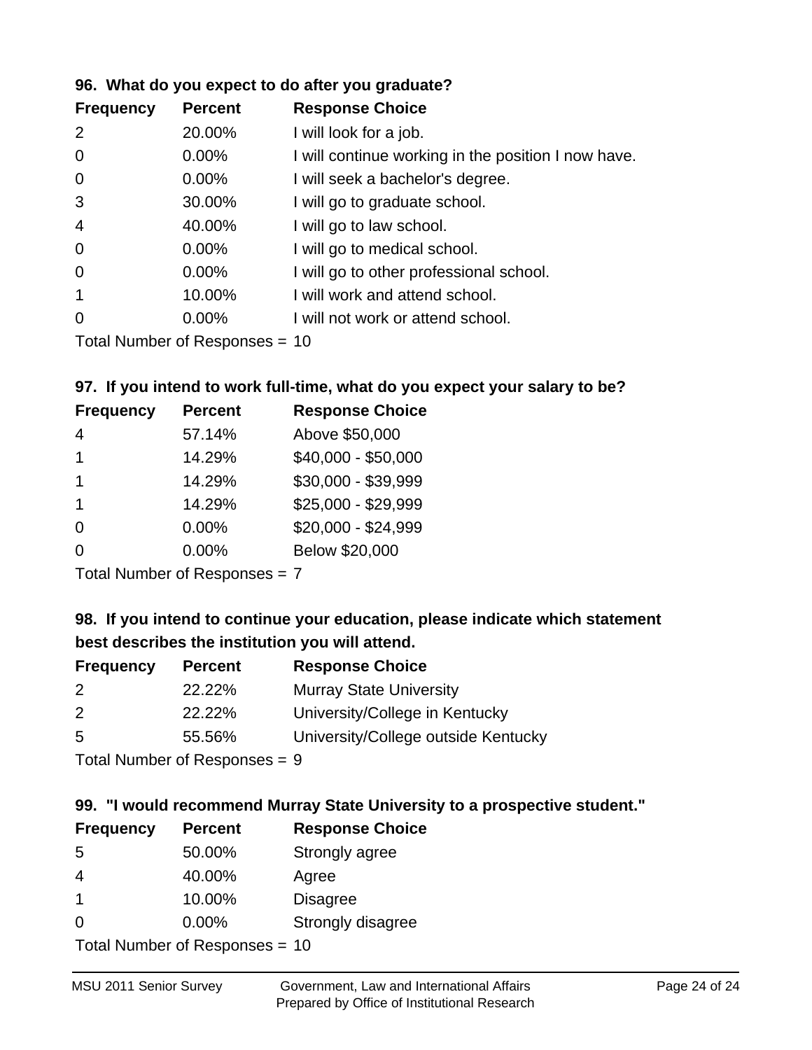### 96. What do you expect to do after you graduate?

| Frequency | Percent | Response Choice |
|---|---|---|
| 2 | 20.00% | I will look for a job. |
| 0 | 0.00% | I will continue working in the position I now have. |
| 0 | 0.00% | I will seek a bachelor's degree. |
| 3 | 30.00% | I will go to graduate school. |
| 4 | 40.00% | I will go to law school. |
| 0 | 0.00% | I will go to medical school. |
| 0 | 0.00% | I will go to other professional school. |
| 1 | 10.00% | I will work and attend school. |
| 0 | 0.00% | I will not work or attend school. |

Total Number of Responses = 10

### 97. If you intend to work full-time, what do you expect your salary to be?

| Frequency | Percent | Response Choice |
|---|---|---|
| 4 | 57.14% | Above $50,000 |
| 1 | 14.29% | $40,000 - $50,000 |
| 1 | 14.29% | $30,000 - $39,999 |
| 1 | 14.29% | $25,000 - $29,999 |
| 0 | 0.00% | $20,000 - $24,999 |
| 0 | 0.00% | Below $20,000 |

Total Number of Responses = 7

### 98. If you intend to continue your education, please indicate which statement best describes the institution you will attend.

| Frequency | Percent | Response Choice |
|---|---|---|
| 2 | 22.22% | Murray State University |
| 2 | 22.22% | University/College in Kentucky |
| 5 | 55.56% | University/College outside Kentucky |

Total Number of Responses = 9

### 99. "I would recommend Murray State University to a prospective student."

| Frequency | Percent | Response Choice |
|---|---|---|
| 5 | 50.00% | Strongly agree |
| 4 | 40.00% | Agree |
| 1 | 10.00% | Disagree |
| 0 | 0.00% | Strongly disagree |

Total Number of Responses = 10